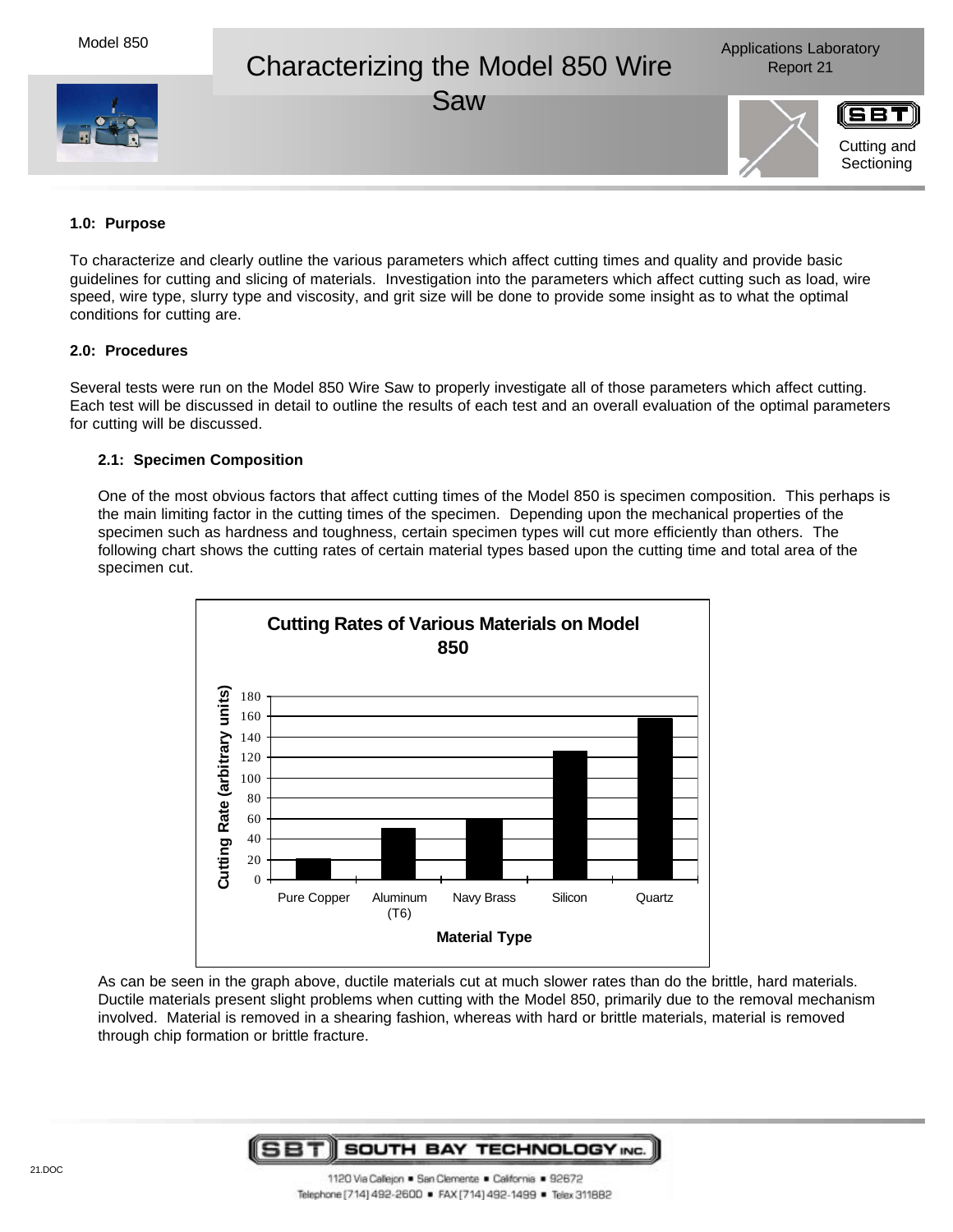# Characterizing the Model 850 Wire Saw

Applications Laboratory Report 21

Cutting and Sectioning

### 1.0: Purpose

To characterize and clearly outline the various parameters which affect cutting times and quality and provide basic guidelines for cutting and slicing of materials. Investigation into the parameters which affect cutting such as load, wire speed, wire type, slurry type and viscosity, and grit size will be done to provide some insight as to what the optimal conditions for cutting are.

### 2.0: Procedures

Several tests were run on the Model 850 Wire Saw to properly investigate all of those parameters which affect cutting. Each test will be discussed in detail to outline the results of each test and an overall evaluation of the optimal parameters for cutting will be discussed.

#### 2.1: Specimen Composition

One of the most obvious factors that affect cutting times of the Model 850 is specimen composition. This perhaps is the main limiting factor in the cutting times of the specimen. Depending upon the mechanical properties of the specimen such as hardness and toughness, certain specimen types will cut more efficiently than others. The following chart shows the cutting rates of certain material types based upon the cutting time and total area of the specimen cut.

**Cutting Rates of Various Materials on Model 850**

| Material Type | Cutting Rate (arbitrary units) |
|---|---|
| Pure Copper | ~21 |
| Aluminum (T6) | ~50 |
| Navy Brass | ~60 |
| Silicon | ~126 |
| Quartz | ~158 |

As can be seen in the graph above, ductile materials cut at much slower rates than do the brittle, hard materials. Ductile materials present slight problems when cutting with the Model 850, primarily due to the removal mechanism involved. Material is removed in a shearing fashion, whereas with hard or brittle materials, material is removed through chip formation or brittle fracture.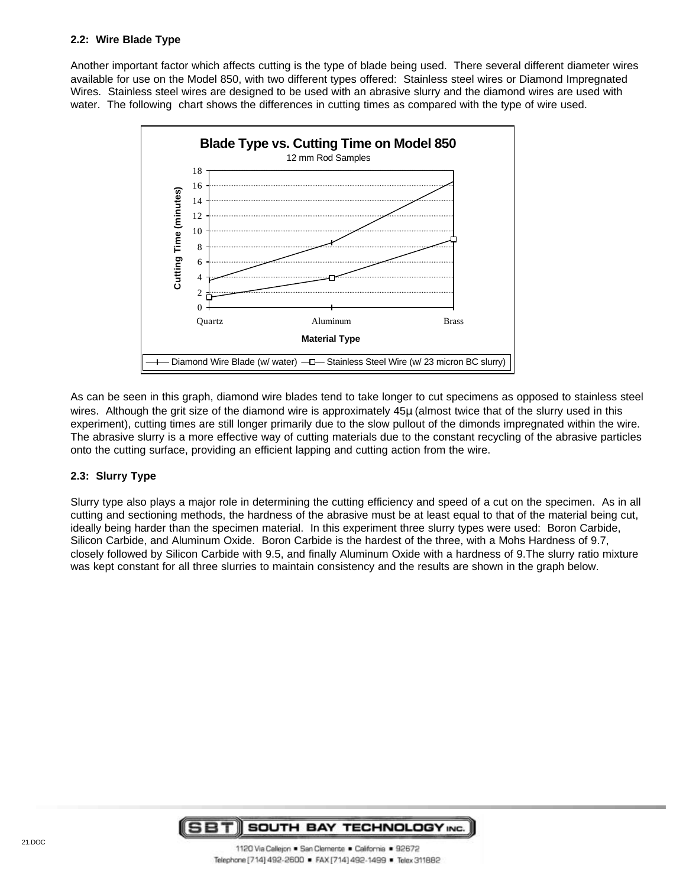**2.2: Wire Blade Type**

Another important factor which affects cutting is the type of blade being used. There several different diameter wires available for use on the Model 850, with two different types offered: Stainless steel wires or Diamond Impregnated Wires. Stainless steel wires are designed to be used with an abrasive slurry and the diamond wires are used with water. The following chart shows the differences in cutting times as compared with the type of wire used.

**Blade Type vs. Cutting Time on Model 850**
12 mm Rod Samples

Cutting Time (minutes) vs. Material Type (Quartz, Aluminum, Brass)

— Diamond Wire Blade (w/ water) — Stainless Steel Wire (w/ 23 micron BC slurry)

As can be seen in this graph, diamond wire blades tend to take longer to cut specimens as opposed to stainless steel wires. Although the grit size of the diamond wire is approximately 45µ (almost twice that of the slurry used in this experiment), cutting times are still longer primarily due to the slow pullout of the dimonds impregnated within the wire. The abrasive slurry is a more effective way of cutting materials due to the constant recycling of the abrasive particles onto the cutting surface, providing an efficient lapping and cutting action from the wire.

**2.3: Slurry Type**

Slurry type also plays a major role in determining the cutting efficiency and speed of a cut on the specimen. As in all cutting and sectioning methods, the hardness of the abrasive must be at least equal to that of the material being cut, ideally being harder than the specimen material. In this experiment three slurry types were used: Boron Carbide, Silicon Carbide, and Aluminum Oxide. Boron Carbide is the hardest of the three, with a Mohs Hardness of 9.7, closely followed by Silicon Carbide with 9.5, and finally Aluminum Oxide with a hardness of 9.The slurry ratio mixture was kept constant for all three slurries to maintain consistency and the results are shown in the graph below.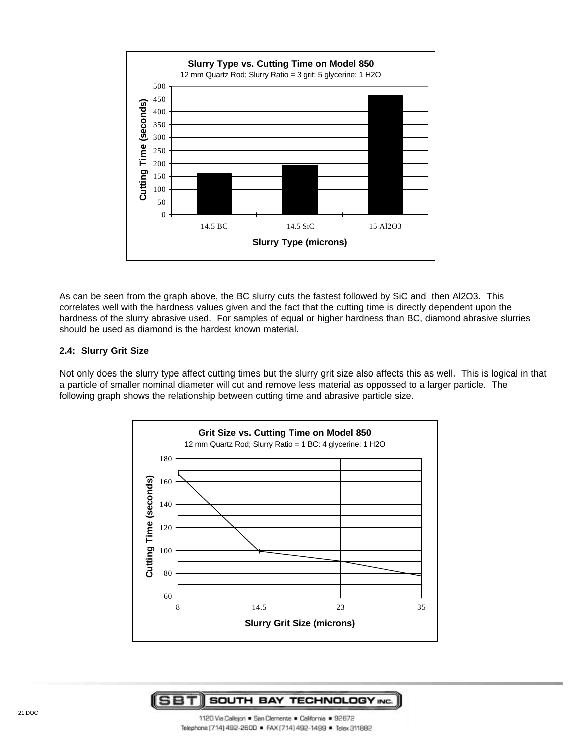**Slurry Type vs. Cutting Time on Model 850**

12 mm Quartz Rod; Slurry Ratio = 3 grit: 5 glycerine: 1 H2O

| Slurry Type (microns) | Cutting Time (seconds) |
| --- | --- |
| 14.5 BC | ~160 |
| 14.5 SiC | ~195 |
| 15 Al2O3 | ~462 |

As can be seen from the graph above, the BC slurry cuts the fastest followed by SiC and then Al2O3. This correlates well with the hardness values given and the fact that the cutting time is directly dependent upon the hardness of the slurry abrasive used. For samples of equal or higher hardness than BC, diamond abrasive slurries should be used as diamond is the hardest known material.

**2.4: Slurry Grit Size**

Not only does the slurry type affect cutting times but the slurry grit size also affects this as well. This is logical in that a particle of smaller nominal diameter will cut and remove less material as oppossed to a larger particle. The following graph shows the relationship between cutting time and abrasive particle size.

**Grit Size vs. Cutting Time on Model 850**

12 mm Quartz Rod; Slurry Ratio = 1 BC: 4 glycerine: 1 H2O

| Slurry Grit Size (microns) | Cutting Time (seconds) |
| --- | --- |
| 8 | ~167 |
| 14.5 | ~99 |
| 23 | ~90 |
| 35 | ~77 |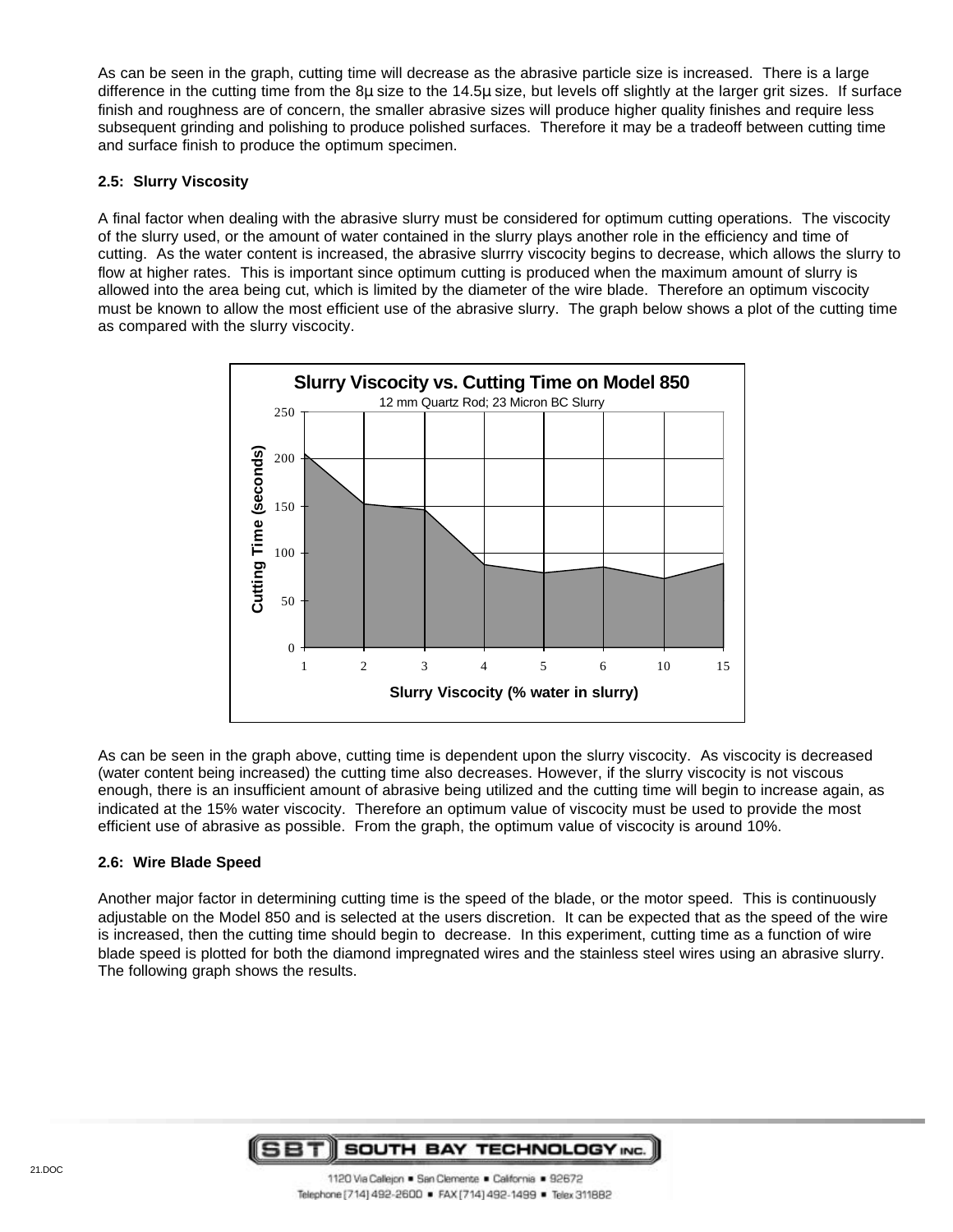As can be seen in the graph, cutting time will decrease as the abrasive particle size is increased. There is a large difference in the cutting time from the 8µ size to the 14.5µ size, but levels off slightly at the larger grit sizes. If surface finish and roughness are of concern, the smaller abrasive sizes will produce higher quality finishes and require less subsequent grinding and polishing to produce polished surfaces. Therefore it may be a tradeoff between cutting time and surface finish to produce the optimum specimen.

**2.5: Slurry Viscosity**

A final factor when dealing with the abrasive slurry must be considered for optimum cutting operations. The viscocity of the slurry used, or the amount of water contained in the slurry plays another role in the efficiency and time of cutting. As the water content is increased, the abrasive slurrry viscosity begins to decrease, which allows the slurry to flow at higher rates. This is important since optimum cutting is produced when the maximum amount of slurry is allowed into the area being cut, which is limited by the diameter of the wire blade. Therefore an optimum viscocity must be known to allow the most efficient use of the abrasive slurry. The graph below shows a plot of the cutting time as compared with the slurry viscocity.

**Slurry Viscocity vs. Cutting Time on Model 850**
12 mm Quartz Rod; 23 Micron BC Slurry

| Slurry Viscocity (% water in slurry) | 1 | 2 | 3 | 4 | 5 | 6 | 10 | 15 |
|---|---|---|---|---|---|---|---|---|
| Cutting Time (seconds) | ~205 | ~152 | ~146 | ~88 | ~80 | ~86 | ~74 | ~89 |

As can be seen in the graph above, cutting time is dependent upon the slurry viscocity. As viscocity is decreased (water content being increased) the cutting time also decreases. However, if the slurry viscocity is not viscous enough, there is an insufficient amount of abrasive being utilized and the cutting time will begin to increase again, as indicated at the 15% water viscocity. Therefore an optimum value of viscocity must be used to provide the most efficient use of abrasive as possible. From the graph, the optimum value of viscocity is around 10%.

**2.6: Wire Blade Speed**

Another major factor in determining cutting time is the speed of the blade, or the motor speed. This is continuously adjustable on the Model 850 and is selected at the users discretion. It can be expected that as the speed of the wire is increased, then the cutting time should begin to decrease. In this experiment, cutting time as a function of wire blade speed is plotted for both the diamond impregnated wires and the stainless steel wires using an abrasive slurry. The following graph shows the results.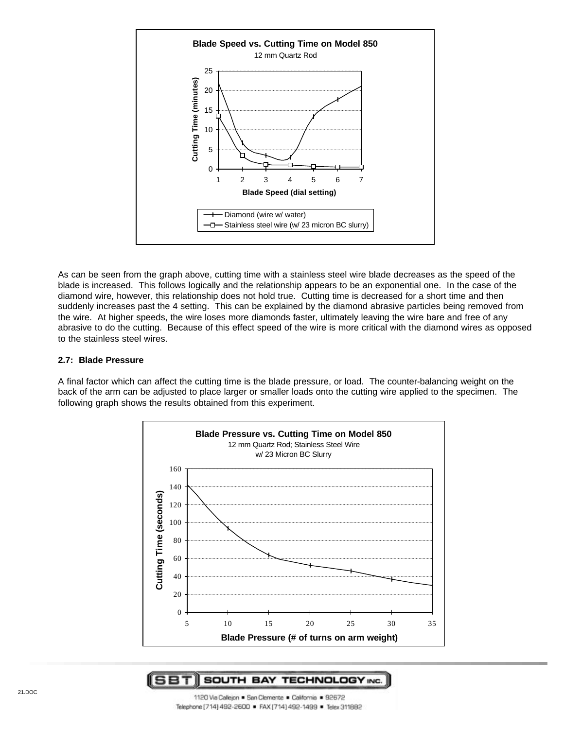As can be seen from the graph above, cutting time with a stainless steel wire blade decreases as the speed of the blade is increased. This follows logically and the relationship appears to be an exponential one. In the case of the diamond wire, however, this relationship does not hold true. Cutting time is decreased for a short time and then suddenly increases past the 4 setting. This can be explained by the diamond abrasive particles being removed from the wire. At higher speeds, the wire loses more diamonds faster, ultimately leaving the wire bare and free of any abrasive to do the cutting. Because of this effect speed of the wire is more critical with the diamond wires as opposed to the stainless steel wires.

### 2.7: Blade Pressure

A final factor which can affect the cutting time is the blade pressure, or load. The counter-balancing weight on the back of the arm can be adjusted to place larger or smaller loads onto the cutting wire applied to the specimen. The following graph shows the results obtained from this experiment.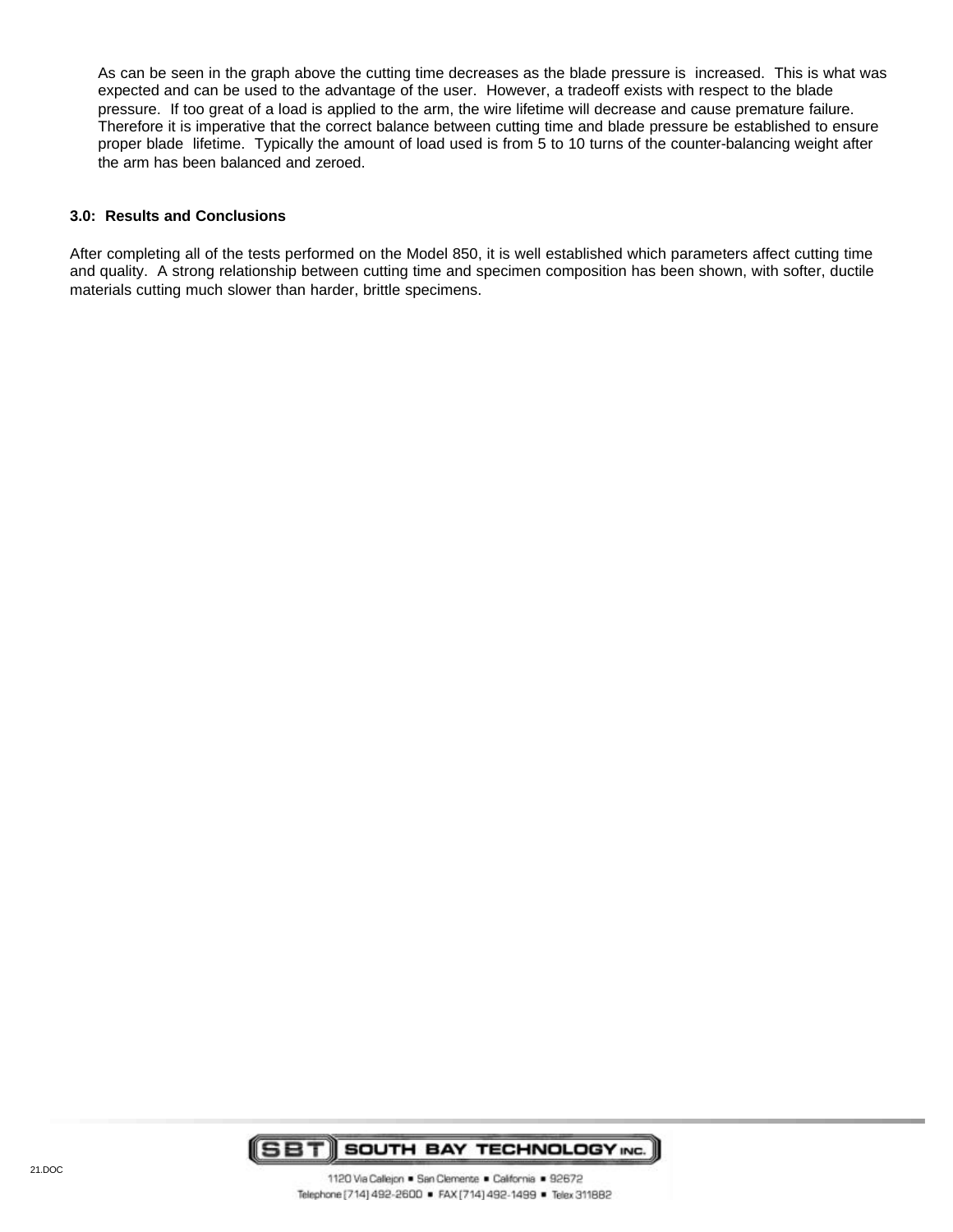As can be seen in the graph above the cutting time decreases as the blade pressure is increased. This is what was expected and can be used to the advantage of the user. However, a tradeoff exists with respect to the blade pressure. If too great of a load is applied to the arm, the wire lifetime will decrease and cause premature failure. Therefore it is imperative that the correct balance between cutting time and blade pressure be established to ensure proper blade lifetime. Typically the amount of load used is from 5 to 10 turns of the counter-balancing weight after the arm has been balanced and zeroed.

### 3.0: Results and Conclusions

After completing all of the tests performed on the Model 850, it is well established which parameters affect cutting time and quality. A strong relationship between cutting time and specimen composition has been shown, with softer, ductile materials cutting much slower than harder, brittle specimens.